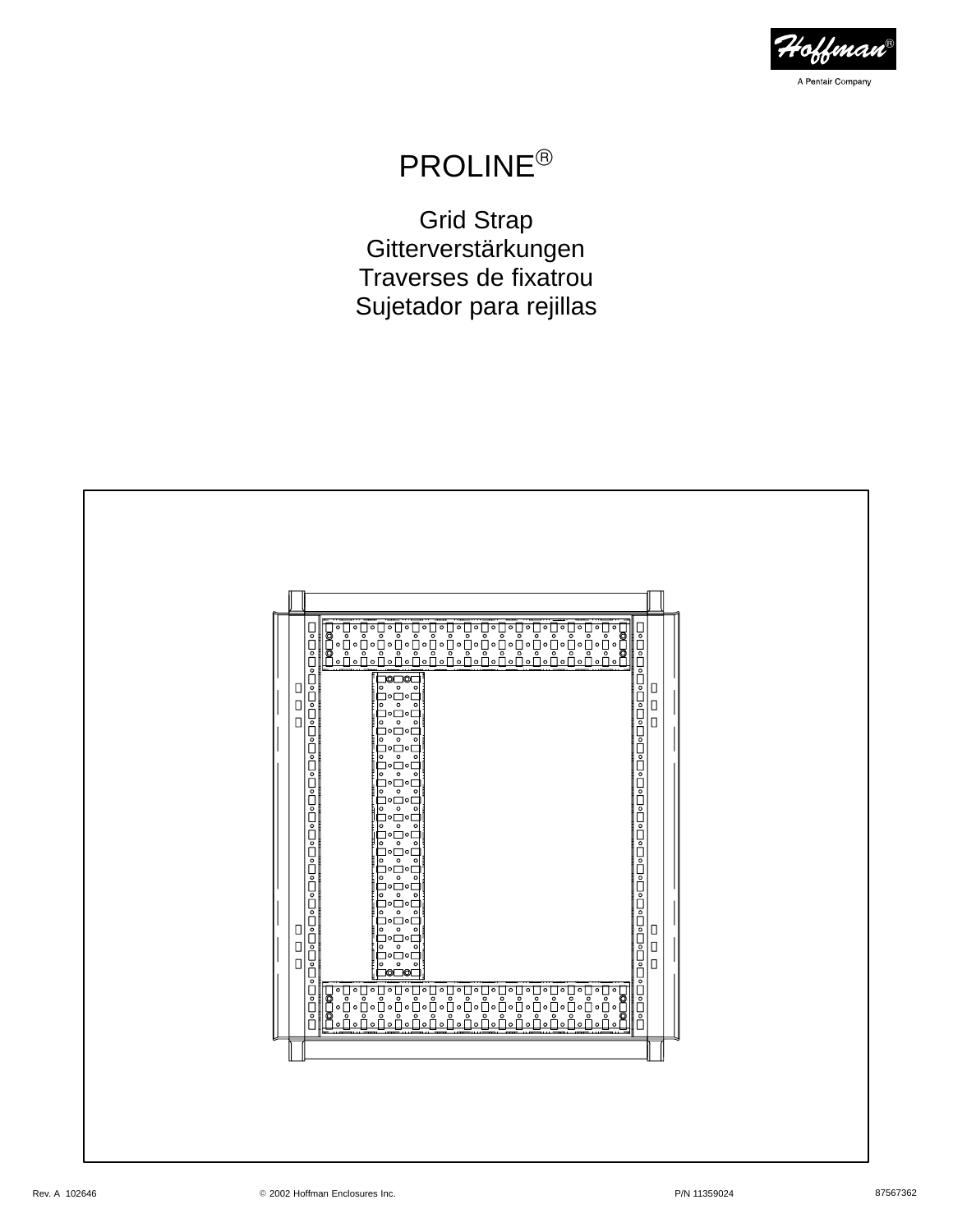Hoffman®

A Pentair Company

# PROLINE®

## Grid Strap
## Gitterverstärkungen
## Traverses de fixatrou
## Sujetador para rejillas

Rev. A 102646 © 2002 Hoffman Enclosures Inc. P/N 11359024 87567362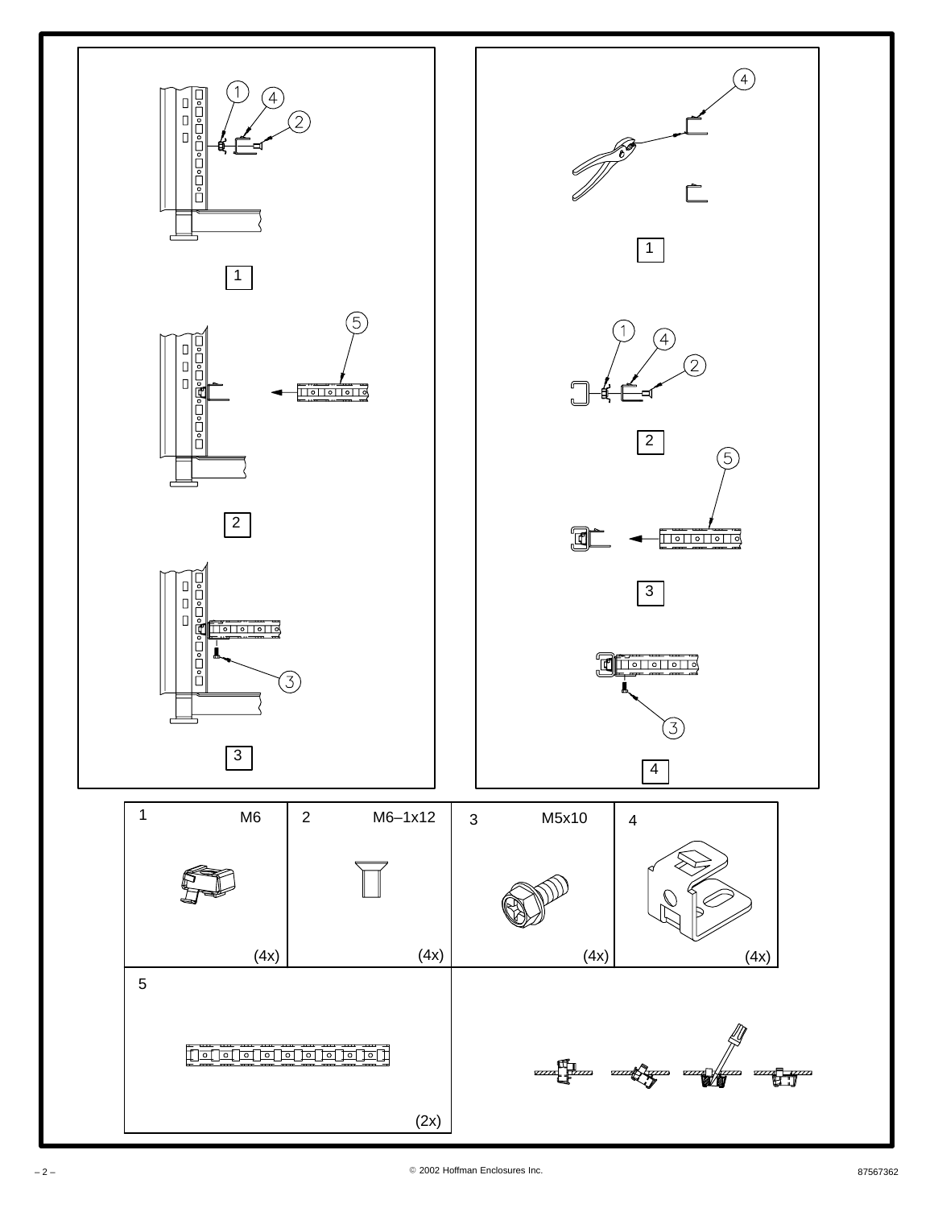| 1 M6 (4x) | 2 M6–1x12 (4x) | 3 M5x10 (4x) | 4 (4x) |
|---|---|---|---|
| 5 (2x) | | | |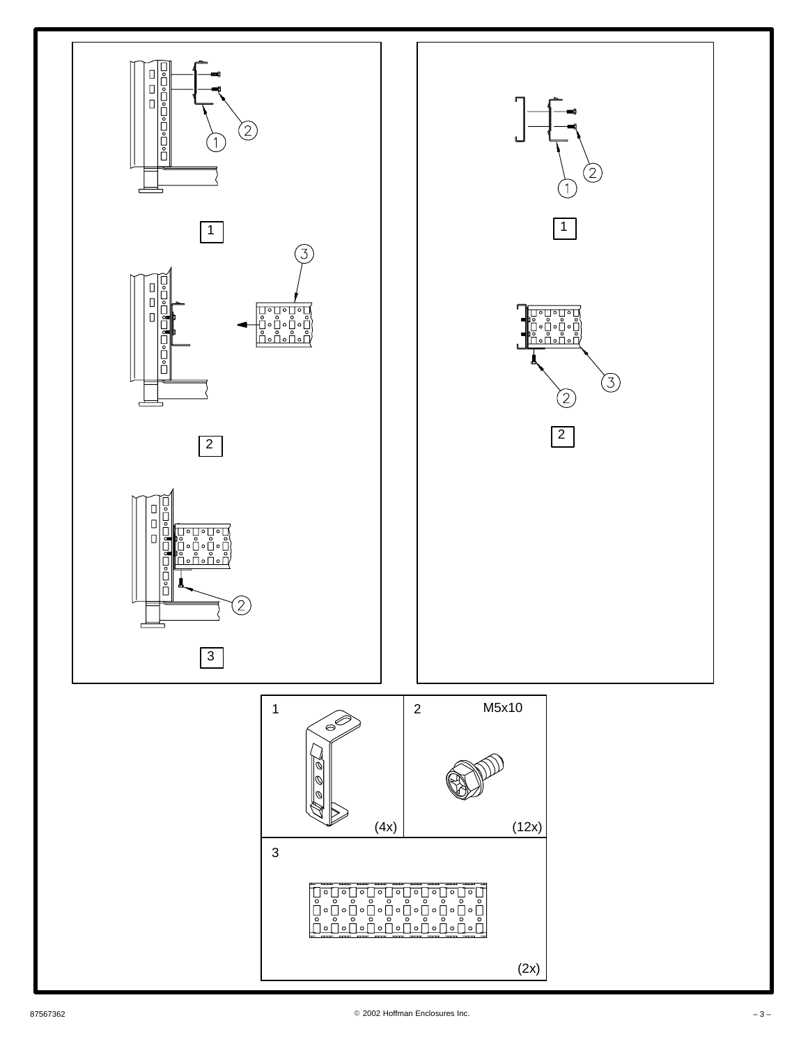1

2

3

1

2

| 1 (4x) | 2 M5x10 (12x) |
|---|---|
| 3 (2x) | |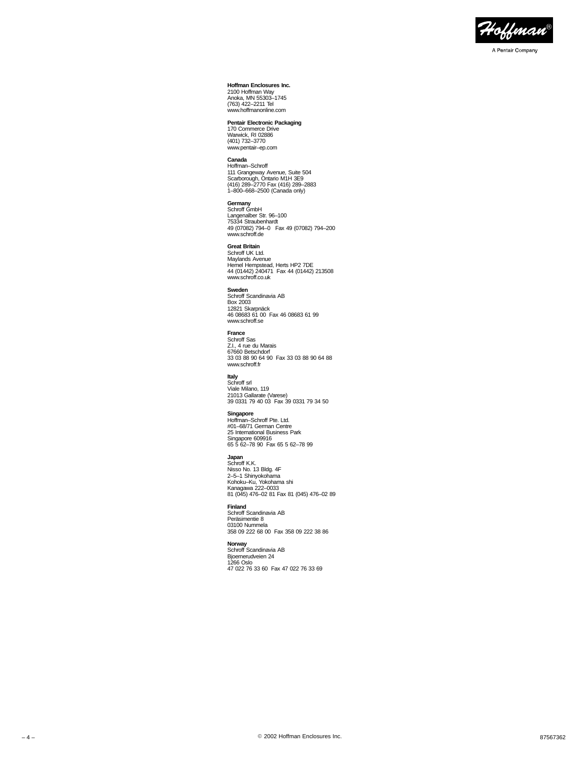Hoffman®

A Pentair Company

**Hoffman Enclosures Inc.**
2100 Hoffman Way
Anoka, MN 55303–1745
(763) 422–2211 Tel
www.hoffmanonline.com

**Pentair Electronic Packaging**
170 Commerce Drive
Warwick, RI 02886
(401) 732–3770
www.pentair–ep.com

**Canada**
Hoffman–Schroff
111 Grangeway Avenue, Suite 504
Scarborough, Ontario M1H 3E9
(416) 289–2770 Fax (416) 289–2883
1–800–668–2500 (Canada only)

**Germany**
Schroff GmbH
Langenalber Str. 96–100
75334 Straubenhardt
49 (07082) 794–0 Fax 49 (07082) 794–200
www.schroff.de

**Great Britain**
Schroff UK Ltd.
Maylands Avenue
Hemel Hempstead, Herts HP2 7DE
44 (01442) 240471 Fax 44 (01442) 213508
www.schroff.co.uk

**Sweden**
Schroff Scandinavia AB
Box 2003
12821 Skarpnäck
46 08683 61 00 Fax 46 08683 61 99
www.schroff.se

**France**
Schroff Sas
Z.I., 4 rue du Marais
67660 Betschdorf
33 03 88 90 64 90 Fax 33 03 88 90 64 88
www.schroff.fr

**Italy**
Schroff srl
Viale Milano, 119
21013 Gallarate (Varese)
39 0331 79 40 03 Fax 39 0331 79 34 50

**Singapore**
Hoffman–Schroff Pte. Ltd.
#01–68/71 German Centre
25 International Business Park
Singapore 609916
65 5 62–78 90 Fax 65 5 62–78 99

**Japan**
Schroff K.K.
Nisso No. 13 Bldg. 4F
2–5–1 Shinyokohama
Kohoku–Ku, Yokohama shi
Kanagawa 222–0033
81 (045) 476–02 81 Fax 81 (045) 476–02 89

**Finland**
Schroff Scandinavia AB
Peräsimentie 8
03100 Nummela
358 09 222 68 00 Fax 358 09 222 38 86

**Norway**
Schroff Scandinavia AB
Bjoernerudveien 24
1266 Oslo
47 022 76 33 60 Fax 47 022 76 33 69

© 2002 Hoffman Enclosures Inc.

87567362